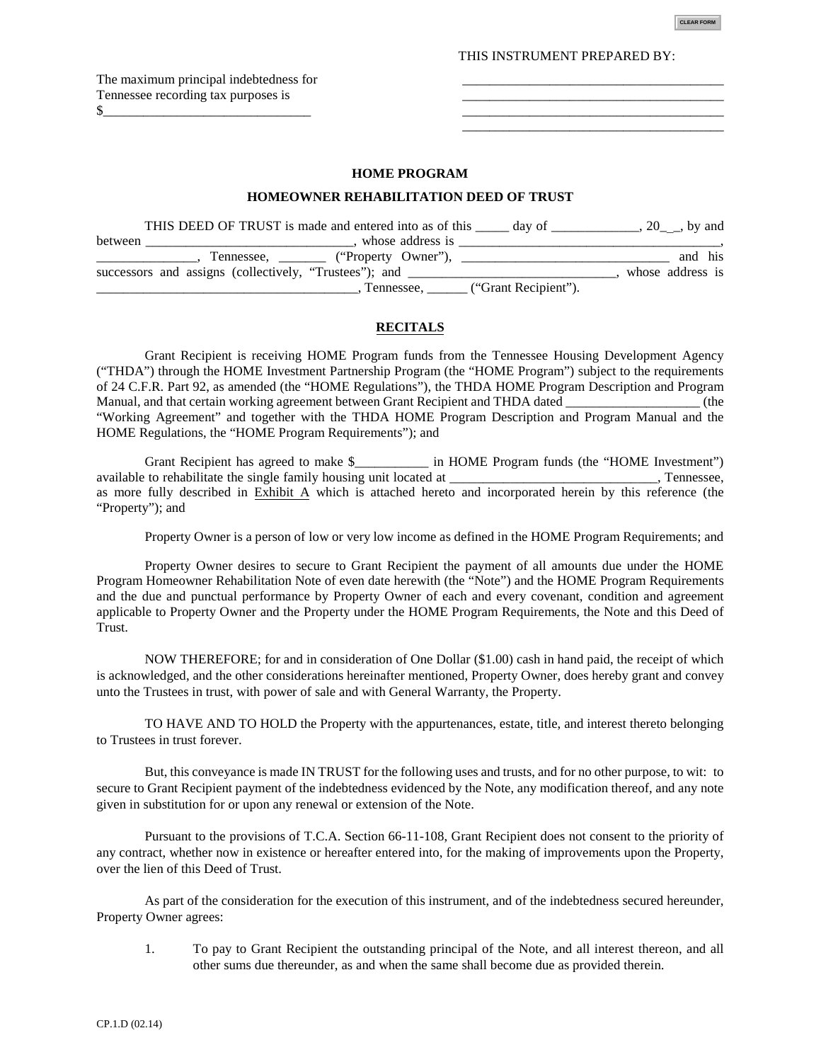THIS INSTRUMENT PREPARED BY:

The maximum principal indebtedness for Tennessee recording tax purposes is $______________________________

_______________________________________
_______________________________________
_______________________________________
_______________________________________

**HOME PROGRAM**

**HOMEOWNER REHABILITATION DEED OF TRUST**

THIS DEED OF TRUST is made and entered into as of this _____ day of _____________, 20_\_, by and between ______________________________, whose address is _______________________________________, _______________, Tennessee, _______ ("Property Owner"), _______________________________ and his successors and assigns (collectively, "Trustees"); and _____________________________, whose address is _______________________________________, Tennessee, ______ ("Grant Recipient").

## RECITALS

Grant Recipient is receiving HOME Program funds from the Tennessee Housing Development Agency ("THDA") through the HOME Investment Partnership Program (the "HOME Program") subject to the requirements of 24 C.F.R. Part 92, as amended (the "HOME Regulations"), the THDA HOME Program Description and Program Manual, and that certain working agreement between Grant Recipient and THDA dated ___________________ (the "Working Agreement" and together with the THDA HOME Program Description and Program Manual and the HOME Regulations, the "HOME Program Requirements"); and

Grant Recipient has agreed to make $___________ in HOME Program funds (the "HOME Investment") available to rehabilitate the single family housing unit located at ______________________________, Tennessee, as more fully described in Exhibit A which is attached hereto and incorporated herein by this reference (the "Property"); and

Property Owner is a person of low or very low income as defined in the HOME Program Requirements; and

Property Owner desires to secure to Grant Recipient the payment of all amounts due under the HOME Program Homeowner Rehabilitation Note of even date herewith (the "Note") and the HOME Program Requirements and the due and punctual performance by Property Owner of each and every covenant, condition and agreement applicable to Property Owner and the Property under the HOME Program Requirements, the Note and this Deed of Trust.

NOW THEREFORE; for and in consideration of One Dollar ($1.00) cash in hand paid, the receipt of which is acknowledged, and the other considerations hereinafter mentioned, Property Owner, does hereby grant and convey unto the Trustees in trust, with power of sale and with General Warranty, the Property.

TO HAVE AND TO HOLD the Property with the appurtenances, estate, title, and interest thereto belonging to Trustees in trust forever.

But, this conveyance is made IN TRUST for the following uses and trusts, and for no other purpose, to wit: to secure to Grant Recipient payment of the indebtedness evidenced by the Note, any modification thereof, and any note given in substitution for or upon any renewal or extension of the Note.

Pursuant to the provisions of T.C.A. Section 66-11-108, Grant Recipient does not consent to the priority of any contract, whether now in existence or hereafter entered into, for the making of improvements upon the Property, over the lien of this Deed of Trust.

As part of the consideration for the execution of this instrument, and of the indebtedness secured hereunder, Property Owner agrees:

1. To pay to Grant Recipient the outstanding principal of the Note, and all interest thereon, and all other sums due thereunder, as and when the same shall become due as provided therein.

CP.1.D (02.14)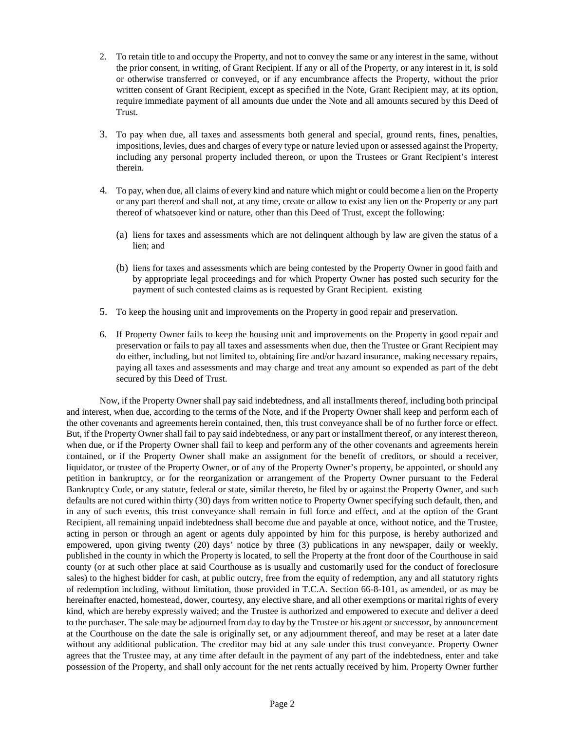2. To retain title to and occupy the Property, and not to convey the same or any interest in the same, without the prior consent, in writing, of Grant Recipient. If any or all of the Property, or any interest in it, is sold or otherwise transferred or conveyed, or if any encumbrance affects the Property, without the prior written consent of Grant Recipient, except as specified in the Note, Grant Recipient may, at its option, require immediate payment of all amounts due under the Note and all amounts secured by this Deed of Trust.

3. To pay when due, all taxes and assessments both general and special, ground rents, fines, penalties, impositions, levies, dues and charges of every type or nature levied upon or assessed against the Property, including any personal property included thereon, or upon the Trustees or Grant Recipient's interest therein.

4. To pay, when due, all claims of every kind and nature which might or could become a lien on the Property or any part thereof and shall not, at any time, create or allow to exist any lien on the Property or any part thereof of whatsoever kind or nature, other than this Deed of Trust, except the following:

   (a) liens for taxes and assessments which are not delinquent although by law are given the status of a lien; and

   (b) liens for taxes and assessments which are being contested by the Property Owner in good faith and by appropriate legal proceedings and for which Property Owner has posted such security for the payment of such contested claims as is requested by Grant Recipient. existing

5. To keep the housing unit and improvements on the Property in good repair and preservation.

6. If Property Owner fails to keep the housing unit and improvements on the Property in good repair and preservation or fails to pay all taxes and assessments when due, then the Trustee or Grant Recipient may do either, including, but not limited to, obtaining fire and/or hazard insurance, making necessary repairs, paying all taxes and assessments and may charge and treat any amount so expended as part of the debt secured by this Deed of Trust.

Now, if the Property Owner shall pay said indebtedness, and all installments thereof, including both principal and interest, when due, according to the terms of the Note, and if the Property Owner shall keep and perform each of the other covenants and agreements herein contained, then, this trust conveyance shall be of no further force or effect. But, if the Property Owner shall fail to pay said indebtedness, or any part or installment thereof, or any interest thereon, when due, or if the Property Owner shall fail to keep and perform any of the other covenants and agreements herein contained, or if the Property Owner shall make an assignment for the benefit of creditors, or should a receiver, liquidator, or trustee of the Property Owner, or of any of the Property Owner's property, be appointed, or should any petition in bankruptcy, or for the reorganization or arrangement of the Property Owner pursuant to the Federal Bankruptcy Code, or any statute, federal or state, similar thereto, be filed by or against the Property Owner, and such defaults are not cured within thirty (30) days from written notice to Property Owner specifying such default, then, and in any of such events, this trust conveyance shall remain in full force and effect, and at the option of the Grant Recipient, all remaining unpaid indebtedness shall become due and payable at once, without notice, and the Trustee, acting in person or through an agent or agents duly appointed by him for this purpose, is hereby authorized and empowered, upon giving twenty (20) days' notice by three (3) publications in any newspaper, daily or weekly, published in the county in which the Property is located, to sell the Property at the front door of the Courthouse in said county (or at such other place at said Courthouse as is usually and customarily used for the conduct of foreclosure sales) to the highest bidder for cash, at public outcry, free from the equity of redemption, any and all statutory rights of redemption including, without limitation, those provided in T.C.A. Section 66-8-101, as amended, or as may be hereinafter enacted, homestead, dower, courtesy, any elective share, and all other exemptions or marital rights of every kind, which are hereby expressly waived; and the Trustee is authorized and empowered to execute and deliver a deed to the purchaser. The sale may be adjourned from day to day by the Trustee or his agent or successor, by announcement at the Courthouse on the date the sale is originally set, or any adjournment thereof, and may be reset at a later date without any additional publication. The creditor may bid at any sale under this trust conveyance. Property Owner agrees that the Trustee may, at any time after default in the payment of any part of the indebtedness, enter and take possession of the Property, and shall only account for the net rents actually received by him. Property Owner further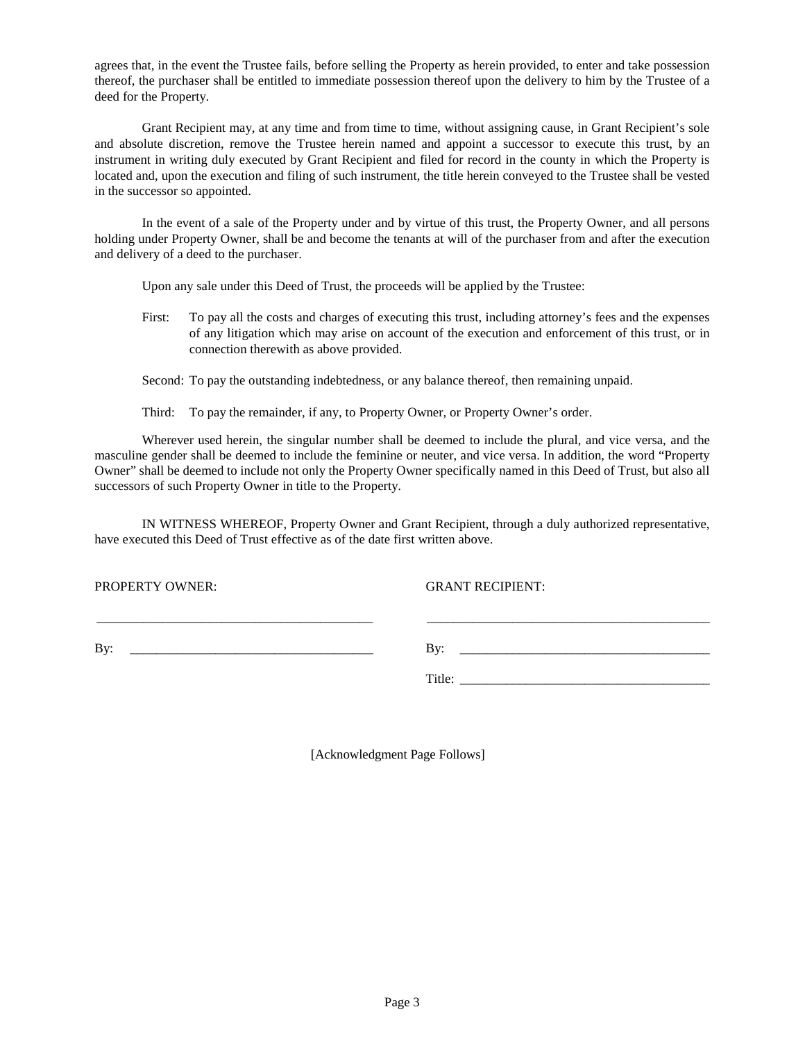agrees that, in the event the Trustee fails, before selling the Property as herein provided, to enter and take possession thereof, the purchaser shall be entitled to immediate possession thereof upon the delivery to him by the Trustee of a deed for the Property.

Grant Recipient may, at any time and from time to time, without assigning cause, in Grant Recipient's sole and absolute discretion, remove the Trustee herein named and appoint a successor to execute this trust, by an instrument in writing duly executed by Grant Recipient and filed for record in the county in which the Property is located and, upon the execution and filing of such instrument, the title herein conveyed to the Trustee shall be vested in the successor so appointed.

In the event of a sale of the Property under and by virtue of this trust, the Property Owner, and all persons holding under Property Owner, shall be and become the tenants at will of the purchaser from and after the execution and delivery of a deed to the purchaser.

Upon any sale under this Deed of Trust, the proceeds will be applied by the Trustee:

First: To pay all the costs and charges of executing this trust, including attorney's fees and the expenses of any litigation which may arise on account of the execution and enforcement of this trust, or in connection therewith as above provided.

Second: To pay the outstanding indebtedness, or any balance thereof, then remaining unpaid.

Third: To pay the remainder, if any, to Property Owner, or Property Owner's order.

Wherever used herein, the singular number shall be deemed to include the plural, and vice versa, and the masculine gender shall be deemed to include the feminine or neuter, and vice versa. In addition, the word "Property Owner" shall be deemed to include not only the Property Owner specifically named in this Deed of Trust, but also all successors of such Property Owner in title to the Property.

IN WITNESS WHEREOF, Property Owner and Grant Recipient, through a duly authorized representative, have executed this Deed of Trust effective as of the date first written above.

PROPERTY OWNER:

______________________________________

By: ___________________________________

GRANT RECIPIENT:

______________________________________

By: ___________________________________

Title: _________________________________

[Acknowledgment Page Follows]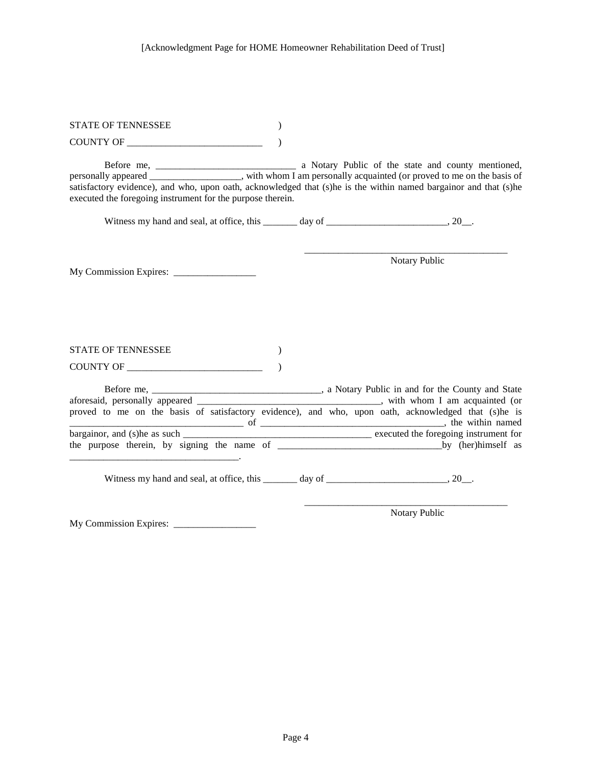[Acknowledgment Page for HOME Homeowner Rehabilitation Deed of Trust]

STATE OF TENNESSEE )
COUNTY OF ____________________________ )

Before me, _____________________________ a Notary Public of the state and county mentioned, personally appeared ___________________, with whom I am personally acquainted (or proved to me on the basis of satisfactory evidence), and who, upon oath, acknowledged that (s)he is the within named bargainor and that (s)he executed the foregoing instrument for the purpose therein.

Witness my hand and seal, at office, this _______ day of _________________________, 20__.

_____________________________________________
Notary Public

My Commission Expires: _________________

STATE OF TENNESSEE )
COUNTY OF ____________________________ )

Before me, ___________________________________, a Notary Public in and for the County and State aforesaid, personally appeared _____________________________________, with whom I am acquainted (or proved to me on the basis of satisfactory evidence), and who, upon oath, acknowledged that (s)he is ___________________________________ of _____________________________________, the within named bargainor, and (s)he as such ______________________________________ executed the foregoing instrument for the purpose therein, by signing the name of _________________________________by (her)himself as __________________________________.

Witness my hand and seal, at office, this _______ day of _________________________, 20__.

_____________________________________________
Notary Public

My Commission Expires: _________________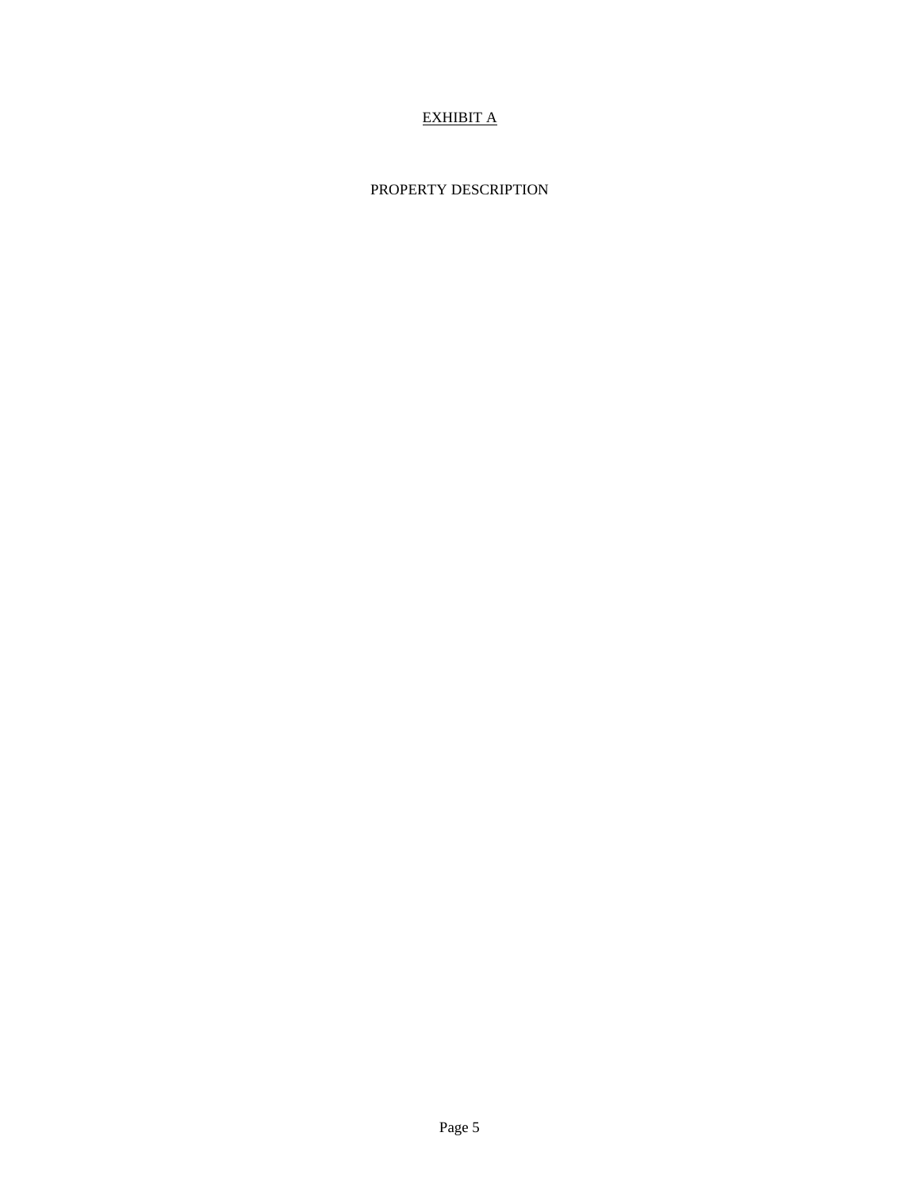# <u>EXHIBIT A</u>

## PROPERTY DESCRIPTION